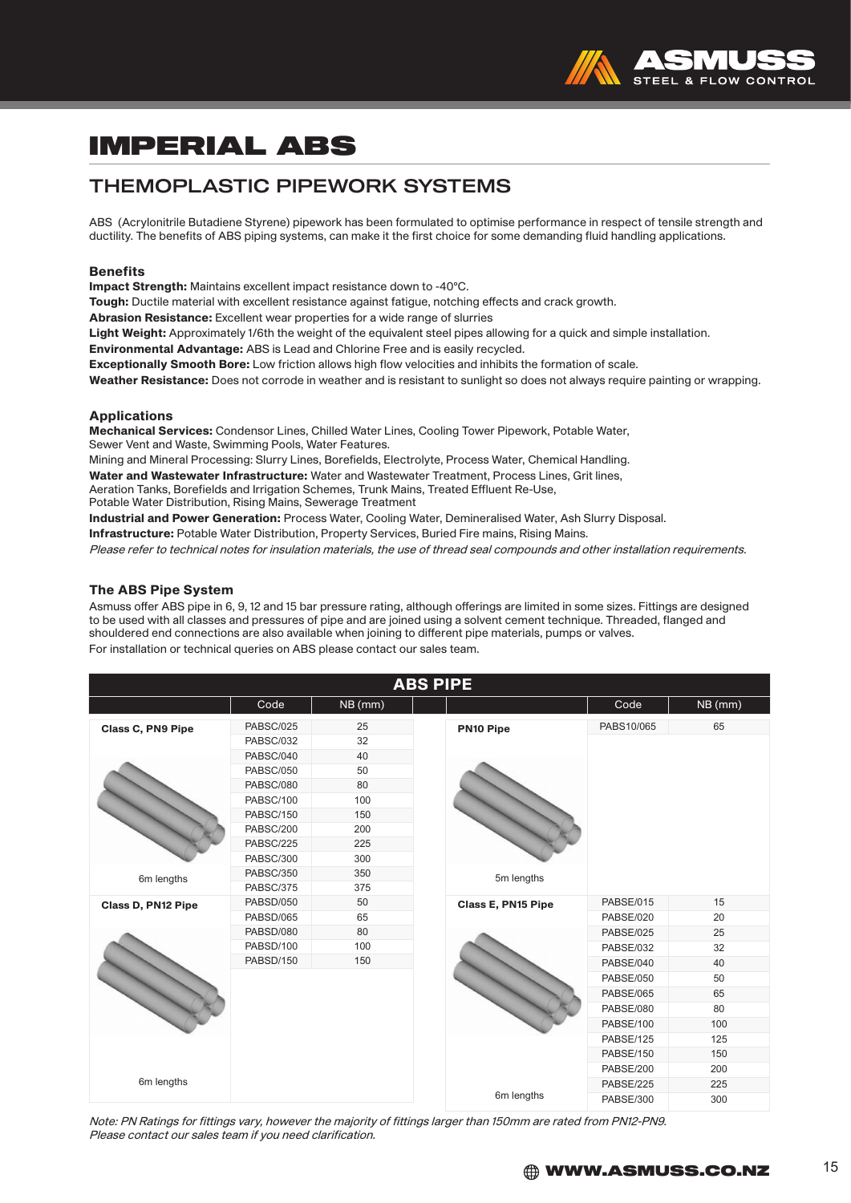# IMPERIAL ABS

## THEMOPLASTIC PIPEWORK SYSTEMS

ABS (Acrylonitrile Butadiene Styrene) pipework has been formulated to optimise performance in respect of tensile strength and ductility. The benefits of ABS piping systems, can make it the first choice for some demanding fluid handling applications.

### Benefits

**Impact Strength:** Maintains excellent impact resistance down to -40°C.
**Tough:** Ductile material with excellent resistance against fatigue, notching effects and crack growth.
**Abrasion Resistance:** Excellent wear properties for a wide range of slurries
**Light Weight:** Approximately 1/6th the weight of the equivalent steel pipes allowing for a quick and simple installation.
**Environmental Advantage:** ABS is Lead and Chlorine Free and is easily recycled.
**Exceptionally Smooth Bore:** Low friction allows high flow velocities and inhibits the formation of scale.
**Weather Resistance:** Does not corrode in weather and is resistant to sunlight so does not always require painting or wrapping.

### Applications

**Mechanical Services:** Condensor Lines, Chilled Water Lines, Cooling Tower Pipework, Potable Water, Sewer Vent and Waste, Swimming Pools, Water Features.
Mining and Mineral Processing: Slurry Lines, Borefields, Electrolyte, Process Water, Chemical Handling.
**Water and Wastewater Infrastructure:** Water and Wastewater Treatment, Process Lines, Grit lines, Aeration Tanks, Borefields and Irrigation Schemes, Trunk Mains, Treated Effluent Re-Use, Potable Water Distribution, Rising Mains, Sewerage Treatment
**Industrial and Power Generation:** Process Water, Cooling Water, Demineralised Water, Ash Slurry Disposal.
**Infrastructure:** Potable Water Distribution, Property Services, Buried Fire mains, Rising Mains.
*Please refer to technical notes for insulation materials, the use of thread seal compounds and other installation requirements.*

### The ABS Pipe System

Asmuss offer ABS pipe in 6, 9, 12 and 15 bar pressure rating, although offerings are limited in some sizes. Fittings are designed to be used with all classes and pressures of pipe and are joined using a solvent cement technique. Threaded, flanged and shouldered end connections are also available when joining to different pipe materials, pumps or valves.
For installation or technical queries on ABS please contact our sales team.

**ABS PIPE**

| | Code | NB (mm) |
|---|---|---|
| Class C, PN9 Pipe (6m lengths) | PABSC/025 | 25 |
| | PABSC/032 | 32 |
| | PABSC/040 | 40 |
| | PABSC/050 | 50 |
| | PABSC/080 | 80 |
| | PABSC/100 | 100 |
| | PABSC/150 | 150 |
| | PABSC/200 | 200 |
| | PABSC/225 | 225 |
| | PABSC/300 | 300 |
| | PABSC/350 | 350 |
| | PABSC/375 | 375 |
| Class D, PN12 Pipe (6m lengths) | PABSD/050 | 50 |
| | PABSD/065 | 65 |
| | PABSD/080 | 80 |
| | PABSD/100 | 100 |
| | PABSD/150 | 150 |

| | Code | NB (mm) |
|---|---|---|
| PN10 Pipe (5m lengths) | PABS10/065 | 65 |
| Class E, PN15 Pipe (6m lengths) | PABSE/015 | 15 |
| | PABSE/020 | 20 |
| | PABSE/025 | 25 |
| | PABSE/032 | 32 |
| | PABSE/040 | 40 |
| | PABSE/050 | 50 |
| | PABSE/065 | 65 |
| | PABSE/080 | 80 |
| | PABSE/100 | 100 |
| | PABSE/125 | 125 |
| | PABSE/150 | 150 |
| | PABSE/200 | 200 |
| | PABSE/225 | 225 |
| | PABSE/300 | 300 |

*Note: PN Ratings for fittings vary, however the majority of fittings larger than 150mm are rated from PN12-PN9.*
*Please contact our sales team if you need clarification.*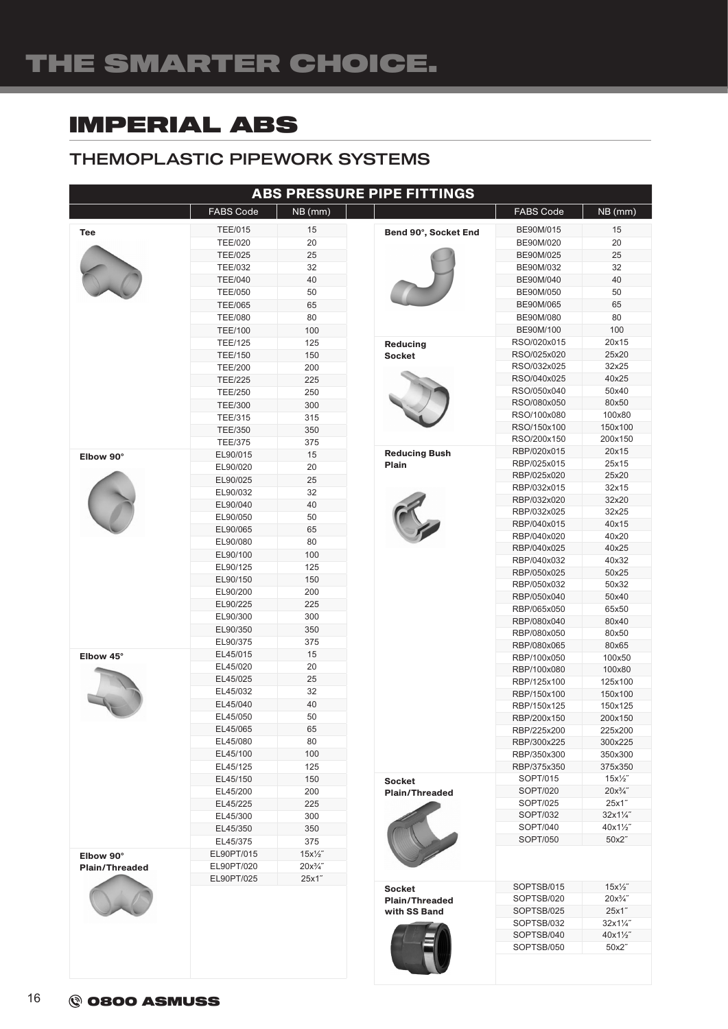# IMPERIAL ABS

## THEMOPLASTIC PIPEWORK SYSTEMS

### ABS PRESSURE PIPE FITTINGS

| | FABS Code | NB (mm) |
|---|---|---|
| **Tee** | TEE/015 | 15 |
| | TEE/020 | 20 |
| | TEE/025 | 25 |
| | TEE/032 | 32 |
| | TEE/040 | 40 |
| | TEE/050 | 50 |
| | TEE/065 | 65 |
| | TEE/080 | 80 |
| | TEE/100 | 100 |
| | TEE/125 | 125 |
| | TEE/150 | 150 |
| | TEE/200 | 200 |
| | TEE/225 | 225 |
| | TEE/250 | 250 |
| | TEE/300 | 300 |
| | TEE/315 | 315 |
| | TEE/350 | 350 |
| | TEE/375 | 375 |
| **Elbow 90°** | EL90/015 | 15 |
| | EL90/020 | 20 |
| | EL90/025 | 25 |
| | EL90/032 | 32 |
| | EL90/040 | 40 |
| | EL90/050 | 50 |
| | EL90/065 | 65 |
| | EL90/080 | 80 |
| | EL90/100 | 100 |
| | EL90/125 | 125 |
| | EL90/150 | 150 |
| | EL90/200 | 200 |
| | EL90/225 | 225 |
| | EL90/300 | 300 |
| | EL90/350 | 350 |
| | EL90/375 | 375 |
| **Elbow 45°** | EL45/015 | 15 |
| | EL45/020 | 20 |
| | EL45/025 | 25 |
| | EL45/032 | 32 |
| | EL45/040 | 40 |
| | EL45/050 | 50 |
| | EL45/065 | 65 |
| | EL45/080 | 80 |
| | EL45/100 | 100 |
| | EL45/125 | 125 |
| | EL45/150 | 150 |
| | EL45/200 | 200 |
| | EL45/225 | 225 |
| | EL45/300 | 300 |
| | EL45/350 | 350 |
| | EL45/375 | 375 |
| **Elbow 90° Plain/Threaded** | EL90PT/015 | 15x½˝ |
| | EL90PT/020 | 20x¾˝ |
| | EL90PT/025 | 25x1˝ |

| | FABS Code | NB (mm) |
|---|---|---|
| **Bend 90°, Socket End** | BE90M/015 | 15 |
| | BE90M/020 | 20 |
| | BE90M/025 | 25 |
| | BE90M/032 | 32 |
| | BE90M/040 | 40 |
| | BE90M/050 | 50 |
| | BE90M/065 | 65 |
| | BE90M/080 | 80 |
| | BE90M/100 | 100 |
| **Reducing Socket** | RSO/020x015 | 20x15 |
| | RSO/025x020 | 25x20 |
| | RSO/032x025 | 32x25 |
| | RSO/040x025 | 40x25 |
| | RSO/050x040 | 50x40 |
| | RSO/080x050 | 80x50 |
| | RSO/100x080 | 100x80 |
| | RSO/150x100 | 150x100 |
| | RSO/200x150 | 200x150 |
| **Reducing Bush Plain** | RBP/020x015 | 20x15 |
| | RBP/025x015 | 25x15 |
| | RBP/025x020 | 25x20 |
| | RBP/032x015 | 32x15 |
| | RBP/032x020 | 32x20 |
| | RBP/032x025 | 32x25 |
| | RBP/040x015 | 40x15 |
| | RBP/040x020 | 40x20 |
| | RBP/040x025 | 40x25 |
| | RBP/040x032 | 40x32 |
| | RBP/050x025 | 50x25 |
| | RBP/050x032 | 50x32 |
| | RBP/050x040 | 50x40 |
| | RBP/065x050 | 65x50 |
| | RBP/080x040 | 80x40 |
| | RBP/080x050 | 80x50 |
| | RBP/080x065 | 80x65 |
| | RBP/100x050 | 100x50 |
| | RBP/100x080 | 100x80 |
| | RBP/125x100 | 125x100 |
| | RBP/150x100 | 150x100 |
| | RBP/150x125 | 150x125 |
| | RBP/200x150 | 200x150 |
| | RBP/225x200 | 225x200 |
| | RBP/300x225 | 300x225 |
| | RBP/350x300 | 350x300 |
| | RBP/375x350 | 375x350 |
| **Socket Plain/Threaded** | SOPT/015 | 15x½˝ |
| | SOPT/020 | 20x¾˝ |
| | SOPT/025 | 25x1˝ |
| | SOPT/032 | 32x1¼˝ |
| | SOPT/040 | 40x1½˝ |
| | SOPT/050 | 50x2˝ |
| **Socket Plain/Threaded with SS Band** | SOPTSB/015 | 15x½˝ |
| | SOPTSB/020 | 20x¾˝ |
| | SOPTSB/025 | 25x1˝ |
| | SOPTSB/032 | 32x1¼˝ |
| | SOPTSB/040 | 40x1½˝ |
| | SOPTSB/050 | 50x2˝ |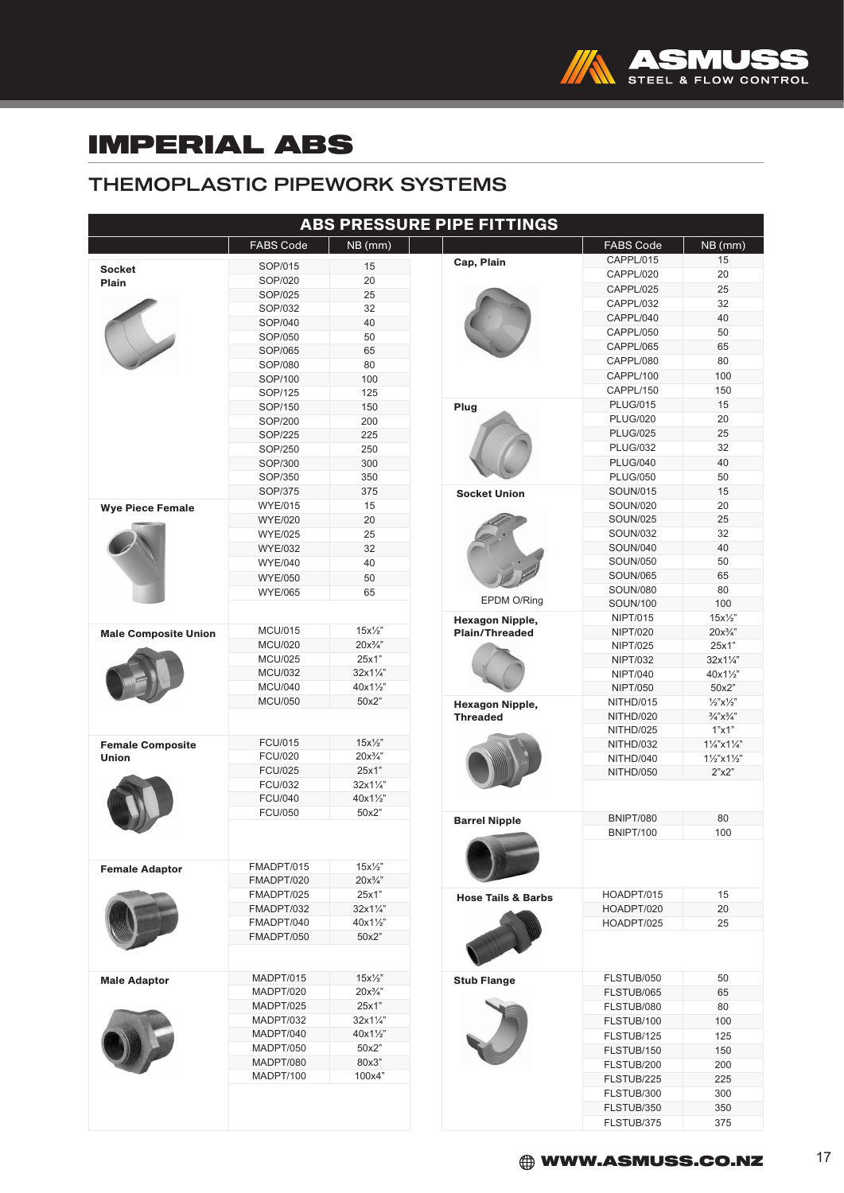# IMPERIAL ABS

## THEMOPLASTIC PIPEWORK SYSTEMS

### ABS PRESSURE PIPE FITTINGS

| | FABS Code | NB (mm) |
|---|---|---|
| **Socket Plain** | SOP/015 | 15 |
| | SOP/020 | 20 |
| | SOP/025 | 25 |
| | SOP/032 | 32 |
| | SOP/040 | 40 |
| | SOP/050 | 50 |
| | SOP/065 | 65 |
| | SOP/080 | 80 |
| | SOP/100 | 100 |
| | SOP/125 | 125 |
| | SOP/150 | 150 |
| | SOP/200 | 200 |
| | SOP/225 | 225 |
| | SOP/250 | 250 |
| | SOP/300 | 300 |
| | SOP/350 | 350 |
| | SOP/375 | 375 |
| **Wye Piece Female** | WYE/015 | 15 |
| | WYE/020 | 20 |
| | WYE/025 | 25 |
| | WYE/032 | 32 |
| | WYE/040 | 40 |
| | WYE/050 | 50 |
| | WYE/065 | 65 |
| **Male Composite Union** | MCU/015 | 15x½" |
| | MCU/020 | 20x¾" |
| | MCU/025 | 25x1" |
| | MCU/032 | 32x1¼" |
| | MCU/040 | 40x1½" |
| | MCU/050 | 50x2" |
| **Female Composite Union** | FCU/015 | 15x½" |
| | FCU/020 | 20x¾" |
| | FCU/025 | 25x1" |
| | FCU/032 | 32x1¼" |
| | FCU/040 | 40x1½" |
| | FCU/050 | 50x2" |
| **Female Adaptor** | FMADPT/015 | 15x½" |
| | FMADPT/020 | 20x¾" |
| | FMADPT/025 | 25x1" |
| | FMADPT/032 | 32x1¼" |
| | FMADPT/040 | 40x1½" |
| | FMADPT/050 | 50x2" |
| **Male Adaptor** | MADPT/015 | 15x½" |
| | MADPT/020 | 20x¾" |
| | MADPT/025 | 25x1" |
| | MADPT/032 | 32x1¼" |
| | MADPT/040 | 40x1½" |
| | MADPT/050 | 50x2" |
| | MADPT/080 | 80x3" |
| | MADPT/100 | 100x4" |

| | FABS Code | NB (mm) |
|---|---|---|
| **Cap, Plain** | CAPPL/015 | 15 |
| | CAPPL/020 | 20 |
| | CAPPL/025 | 25 |
| | CAPPL/032 | 32 |
| | CAPPL/040 | 40 |
| | CAPPL/050 | 50 |
| | CAPPL/065 | 65 |
| | CAPPL/080 | 80 |
| | CAPPL/100 | 100 |
| | CAPPL/150 | 150 |
| **Plug** | PLUG/015 | 15 |
| | PLUG/020 | 20 |
| | PLUG/025 | 25 |
| | PLUG/032 | 32 |
| | PLUG/040 | 40 |
| | PLUG/050 | 50 |
| **Socket Union** (EPDM O/Ring) | SOUN/015 | 15 |
| | SOUN/020 | 20 |
| | SOUN/025 | 25 |
| | SOUN/032 | 32 |
| | SOUN/040 | 40 |
| | SOUN/050 | 50 |
| | SOUN/065 | 65 |
| | SOUN/080 | 80 |
| | SOUN/100 | 100 |
| **Hexagon Nipple, Plain/Threaded** | NIPT/015 | 15x½" |
| | NIPT/020 | 20x¾" |
| | NIPT/025 | 25x1" |
| | NIPT/032 | 32x1¼" |
| | NIPT/040 | 40x1½" |
| | NIPT/050 | 50x2" |
| **Hexagon Nipple, Threaded** | NITHD/015 | ½"x½" |
| | NITHD/020 | ¾"x¾" |
| | NITHD/025 | 1"x1" |
| | NITHD/032 | 1¼"x1¼" |
| | NITHD/040 | 1½"x1½" |
| | NITHD/050 | 2"x2" |
| **Barrel Nipple** | BNIPT/080 | 80 |
| | BNIPT/100 | 100 |
| **Hose Tails & Barbs** | HOADPT/015 | 15 |
| | HOADPT/020 | 20 |
| | HOADPT/025 | 25 |
| **Stub Flange** | FLSTUB/050 | 50 |
| | FLSTUB/065 | 65 |
| | FLSTUB/080 | 80 |
| | FLSTUB/100 | 100 |
| | FLSTUB/125 | 125 |
| | FLSTUB/150 | 150 |
| | FLSTUB/200 | 200 |
| | FLSTUB/225 | 225 |
| | FLSTUB/300 | 300 |
| | FLSTUB/350 | 350 |
| | FLSTUB/375 | 375 |

WWW.ASMUSS.CO.NZ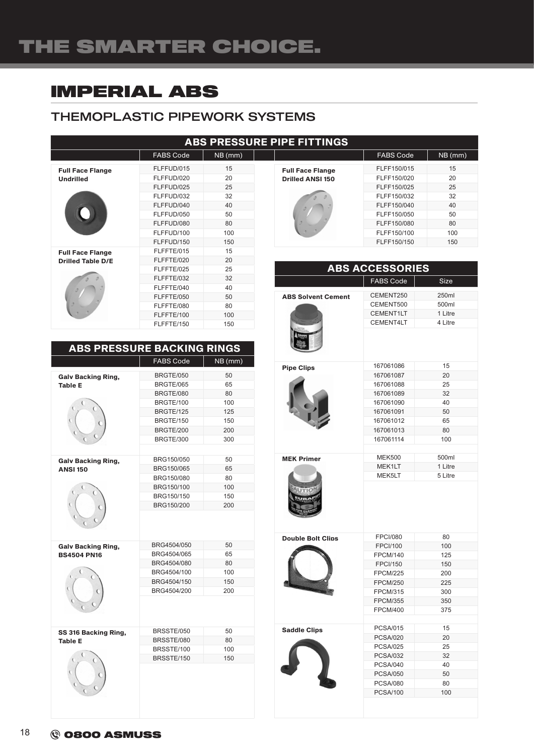# THE SMARTER CHOICE.

# IMPERIAL ABS

## THEMOPLASTIC PIPEWORK SYSTEMS

### ABS PRESSURE PIPE FITTINGS

| | FABS Code | NB (mm) |
|---|---|---|
| **Full Face Flange Undrilled** | FLFFUD/015 | 15 |
| | FLFFUD/020 | 20 |
| | FLFFUD/025 | 25 |
| | FLFFUD/032 | 32 |
| | FLFFUD/040 | 40 |
| | FLFFUD/050 | 50 |
| | FLFFUD/080 | 80 |
| | FLFFUD/100 | 100 |
| | FLFFUD/150 | 150 |
| **Full Face Flange Drilled Table D/E** | FLFFTE/015 | 15 |
| | FLFFTE/020 | 20 |
| | FLFFTE/025 | 25 |
| | FLFFTE/032 | 32 |
| | FLFFTE/040 | 40 |
| | FLFFTE/050 | 50 |
| | FLFFTE/080 | 80 |
| | FLFFTE/100 | 100 |
| | FLFFTE/150 | 150 |
| **Full Face Flange Drilled ANSI 150** | FLFF150/015 | 15 |
| | FLFF150/020 | 20 |
| | FLFF150/025 | 25 |
| | FLFF150/032 | 32 |
| | FLFF150/040 | 40 |
| | FLFF150/050 | 50 |
| | FLFF150/080 | 80 |
| | FLFF150/100 | 100 |
| | FLFF150/150 | 150 |

### ABS PRESSURE BACKING RINGS

| | FABS Code | NB (mm) |
|---|---|---|
| **Galv Backing Ring, Table E** | BRGTE/050 | 50 |
| | BRGTE/065 | 65 |
| | BRGTE/080 | 80 |
| | BRGTE/100 | 100 |
| | BRGTE/125 | 125 |
| | BRGTE/150 | 150 |
| | BRGTE/200 | 200 |
| | BRGTE/300 | 300 |
| **Galv Backing Ring, ANSI 150** | BRG150/050 | 50 |
| | BRG150/065 | 65 |
| | BRG150/080 | 80 |
| | BRG150/100 | 100 |
| | BRG150/150 | 150 |
| | BRG150/200 | 200 |
| **Galv Backing Ring, BS4504 PN16** | BRG4504/050 | 50 |
| | BRG4504/065 | 65 |
| | BRG4504/080 | 80 |
| | BRG4504/100 | 100 |
| | BRG4504/150 | 150 |
| | BRG4504/200 | 200 |
| **SS 316 Backing Ring, Table E** | BRSSTE/050 | 50 |
| | BRSSTE/080 | 80 |
| | BRSSTE/100 | 100 |
| | BRSSTE/150 | 150 |

### ABS ACCESSORIES

| | FABS Code | Size |
|---|---|---|
| **ABS Solvent Cement** | CEMENT250 | 250ml |
| | CEMENT500 | 500ml |
| | CEMENT1LT | 1 Litre |
| | CEMENT4LT | 4 Litre |
| **Pipe Clips** | 167061086 | 15 |
| | 167061087 | 20 |
| | 167061088 | 25 |
| | 167061089 | 32 |
| | 167061090 | 40 |
| | 167061091 | 50 |
| | 167061012 | 65 |
| | 167061013 | 80 |
| | 167061114 | 100 |
| **MEK Primer** | MEK500 | 500ml |
| | MEK1LT | 1 Litre |
| | MEK5LT | 5 Litre |
| **Double Bolt Clips** | FPCI/080 | 80 |
| | FPCI/100 | 100 |
| | FPCM/140 | 125 |
| | FPCI/150 | 150 |
| | FPCM/225 | 200 |
| | FPCM/250 | 225 |
| | FPCM/315 | 300 |
| | FPCM/355 | 350 |
| | FPCM/400 | 375 |
| **Saddle Clips** | PCSA/015 | 15 |
| | PCSA/020 | 20 |
| | PCSA/025 | 25 |
| | PCSA/032 | 32 |
| | PCSA/040 | 40 |
| | PCSA/050 | 50 |
| | PCSA/080 | 80 |
| | PCSA/100 | 100 |

0800 ASMUSS